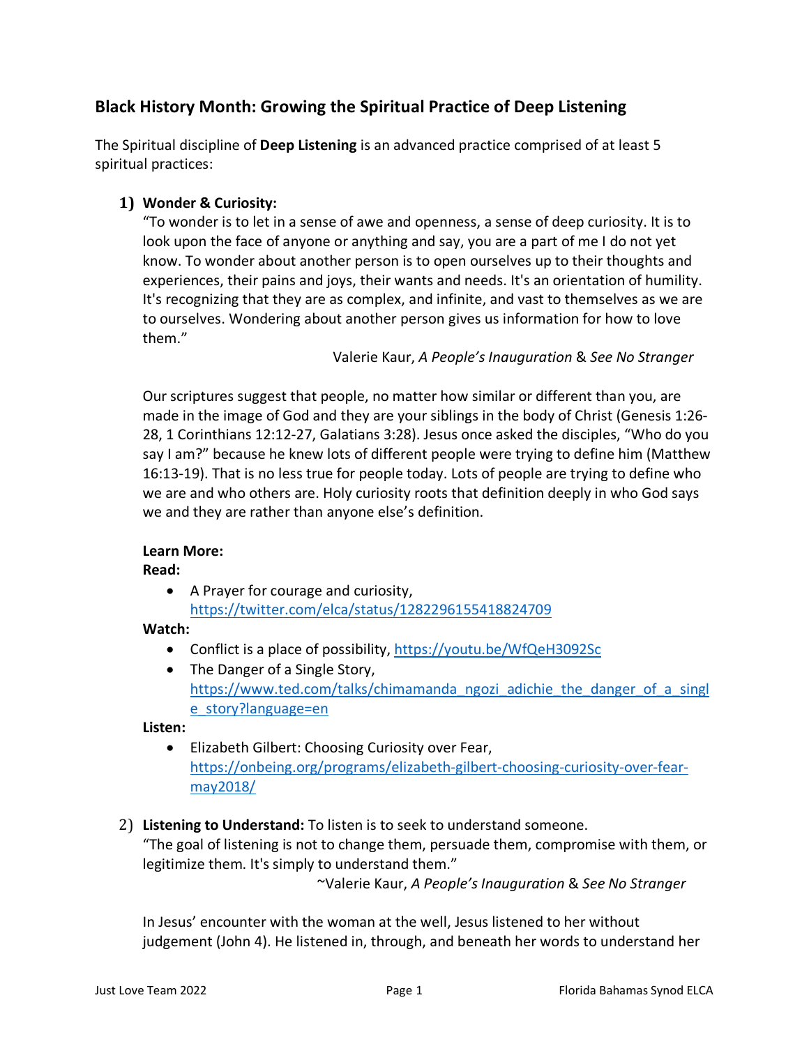## Black History Month: Growing the Spiritual Practice of Deep Listening

The Spiritual discipline of **Deep Listening** is an advanced practice comprised of at least 5 spiritual practices:

1) **Wonder & Curiosity:**
   "To wonder is to let in a sense of awe and openness, a sense of deep curiosity. It is to look upon the face of anyone or anything and say, you are a part of me I do not yet know. To wonder about another person is to open ourselves up to their thoughts and experiences, their pains and joys, their wants and needs. It's an orientation of humility. It's recognizing that they are as complex, and infinite, and vast to themselves as we are to ourselves. Wondering about another person gives us information for how to love them."

   Valerie Kaur, *A People's Inauguration* & *See No Stranger*

   Our scriptures suggest that people, no matter how similar or different than you, are made in the image of God and they are your siblings in the body of Christ (Genesis 1:26-28, 1 Corinthians 12:12-27, Galatians 3:28). Jesus once asked the disciples, "Who do you say I am?" because he knew lots of different people were trying to define him (Matthew 16:13-19). That is no less true for people today. Lots of people are trying to define who we are and who others are. Holy curiosity roots that definition deeply in who God says we and they are rather than anyone else's definition.

   **Learn More:**
   **Read:**
   - A Prayer for courage and curiosity, https://twitter.com/elca/status/1282296155418824709

   **Watch:**
   - Conflict is a place of possibility, https://youtu.be/WfQeH3092Sc
   - The Danger of a Single Story, https://www.ted.com/talks/chimamanda_ngozi_adichie_the_danger_of_a_single_story?language=en

   **Listen:**
   - Elizabeth Gilbert: Choosing Curiosity over Fear, https://onbeing.org/programs/elizabeth-gilbert-choosing-curiosity-over-fear-may2018/

2) **Listening to Understand:** To listen is to seek to understand someone.
   "The goal of listening is not to change them, persuade them, compromise with them, or legitimize them. It's simply to understand them."

   ~Valerie Kaur, *A People's Inauguration* & *See No Stranger*

   In Jesus' encounter with the woman at the well, Jesus listened to her without judgement (John 4). He listened in, through, and beneath her words to understand her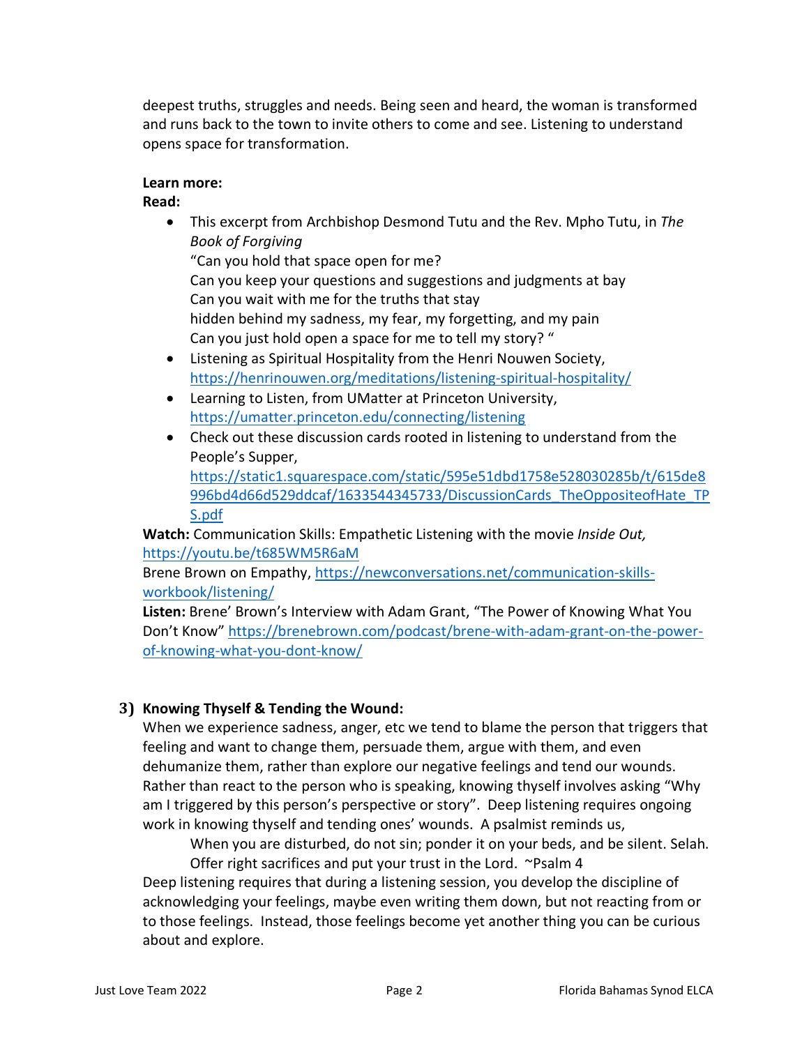deepest truths, struggles and needs. Being seen and heard, the woman is transformed and runs back to the town to invite others to come and see. Listening to understand opens space for transformation.

**Learn more:**

**Read:**

- This excerpt from Archbishop Desmond Tutu and the Rev. Mpho Tutu, in *The Book of Forgiving*
  "Can you hold that space open for me?
  Can you keep your questions and suggestions and judgments at bay
  Can you wait with me for the truths that stay
  hidden behind my sadness, my fear, my forgetting, and my pain
  Can you just hold open a space for me to tell my story? "
- Listening as Spiritual Hospitality from the Henri Nouwen Society, https://henrinouwen.org/meditations/listening-spiritual-hospitality/
- Learning to Listen, from UMatter at Princeton University, https://umatter.princeton.edu/connecting/listening
- Check out these discussion cards rooted in listening to understand from the People's Supper, https://static1.squarespace.com/static/595e51dbd1758e528030285b/t/615de8996bd4d66d529ddcaf/1633544345733/DiscussionCards_TheOppositeofHate_TPS.pdf

**Watch:** Communication Skills: Empathetic Listening with the movie *Inside Out,* https://youtu.be/t685WM5R6aM

Brene Brown on Empathy, https://newconversations.net/communication-skills-workbook/listening/

**Listen:** Brene' Brown's Interview with Adam Grant, "The Power of Knowing What You Don't Know" https://brenebrown.com/podcast/brene-with-adam-grant-on-the-power-of-knowing-what-you-dont-know/

### 3) Knowing Thyself & Tending the Wound:

When we experience sadness, anger, etc we tend to blame the person that triggers that feeling and want to change them, persuade them, argue with them, and even dehumanize them, rather than explore our negative feelings and tend our wounds. Rather than react to the person who is speaking, knowing thyself involves asking "Why am I triggered by this person's perspective or story". Deep listening requires ongoing work in knowing thyself and tending ones' wounds. A psalmist reminds us,

> When you are disturbed, do not sin; ponder it on your beds, and be silent. Selah.
> Offer right sacrifices and put your trust in the Lord. ~Psalm 4

Deep listening requires that during a listening session, you develop the discipline of acknowledging your feelings, maybe even writing them down, but not reacting from or to those feelings. Instead, those feelings become yet another thing you can be curious about and explore.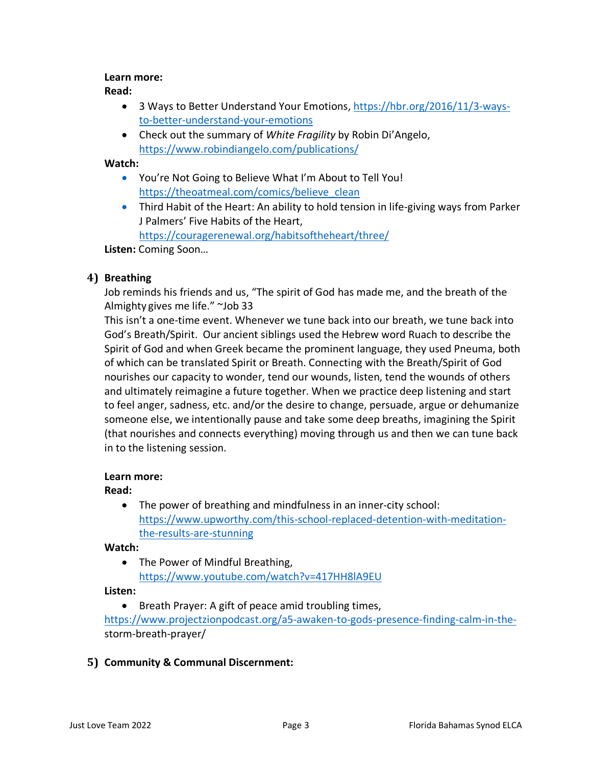**Learn more:**

**Read:**

- 3 Ways to Better Understand Your Emotions, https://hbr.org/2016/11/3-ways-to-better-understand-your-emotions
- Check out the summary of *White Fragility* by Robin Di'Angelo, https://www.robindiangelo.com/publications/

**Watch:**

- You're Not Going to Believe What I'm About to Tell You! https://theoatmeal.com/comics/believe_clean
- Third Habit of the Heart: An ability to hold tension in life-giving ways from Parker J Palmers' Five Habits of the Heart, https://couragerenewal.org/habitsoftheheart/three/

**Listen:** Coming Soon…

## 4) Breathing

Job reminds his friends and us, "The spirit of God has made me, and the breath of the Almighty gives me life." ~Job 33

This isn't a one-time event. Whenever we tune back into our breath, we tune back into God's Breath/Spirit. Our ancient siblings used the Hebrew word Ruach to describe the Spirit of God and when Greek became the prominent language, they used Pneuma, both of which can be translated Spirit or Breath. Connecting with the Breath/Spirit of God nourishes our capacity to wonder, tend our wounds, listen, tend the wounds of others and ultimately reimagine a future together. When we practice deep listening and start to feel anger, sadness, etc. and/or the desire to change, persuade, argue or dehumanize someone else, we intentionally pause and take some deep breaths, imagining the Spirit (that nourishes and connects everything) moving through us and then we can tune back in to the listening session.

**Learn more:**

**Read:**

- The power of breathing and mindfulness in an inner-city school: https://www.upworthy.com/this-school-replaced-detention-with-meditation-the-results-are-stunning

**Watch:**

- The Power of Mindful Breathing, https://www.youtube.com/watch?v=417HH8lA9EU

**Listen:**

- Breath Prayer: A gift of peace amid troubling times, https://www.projectzionpodcast.org/a5-awaken-to-gods-presence-finding-calm-in-the-storm-breath-prayer/

## 5) Community & Communal Discernment: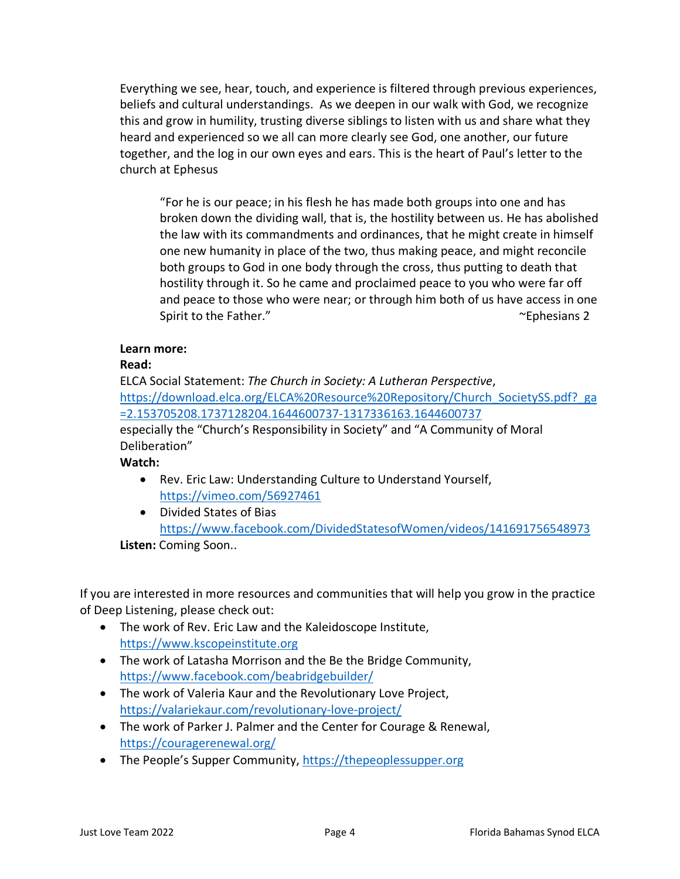Everything we see, hear, touch, and experience is filtered through previous experiences, beliefs and cultural understandings.  As we deepen in our walk with God, we recognize this and grow in humility, trusting diverse siblings to listen with us and share what they heard and experienced so we all can more clearly see God, one another, our future together, and the log in our own eyes and ears. This is the heart of Paul's letter to the church at Ephesus

> "For he is our peace; in his flesh he has made both groups into one and has broken down the dividing wall, that is, the hostility between us. He has abolished the law with its commandments and ordinances, that he might create in himself one new humanity in place of the two, thus making peace, and might reconcile both groups to God in one body through the cross, thus putting to death that hostility through it. So he came and proclaimed peace to you who were far off and peace to those who were near; or through him both of us have access in one Spirit to the Father." ~Ephesians 2

**Learn more:**

**Read:**

ELCA Social Statement: *The Church in Society: A Lutheran Perspective*, https://download.elca.org/ELCA%20Resource%20Repository/Church_SocietySS.pdf?_ga=2.153705208.1737128204.1644600737-1317336163.1644600737 especially the "Church's Responsibility in Society" and "A Community of Moral Deliberation"

**Watch:**

- Rev. Eric Law: Understanding Culture to Understand Yourself, https://vimeo.com/56927461
- Divided States of Bias https://www.facebook.com/DividedStatesofWomen/videos/141691756548973

**Listen:** Coming Soon..

If you are interested in more resources and communities that will help you grow in the practice of Deep Listening, please check out:

- The work of Rev. Eric Law and the Kaleidoscope Institute, https://www.kscopeinstitute.org
- The work of Latasha Morrison and the Be the Bridge Community, https://www.facebook.com/beabridgebuilder/
- The work of Valeria Kaur and the Revolutionary Love Project, https://valariekaur.com/revolutionary-love-project/
- The work of Parker J. Palmer and the Center for Courage & Renewal, https://couragerenewal.org/
- The People's Supper Community, https://thepeoplessupper.org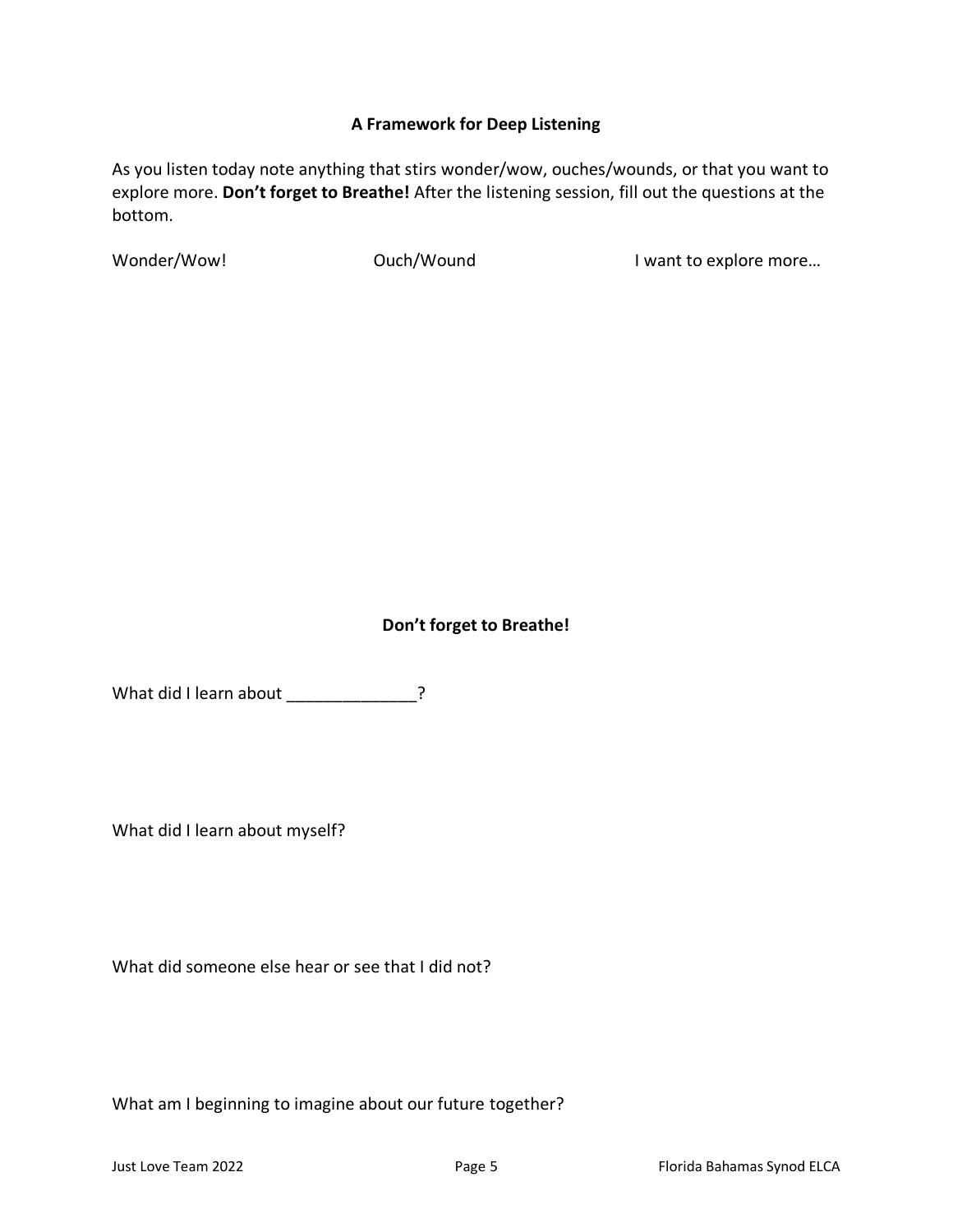**A Framework for Deep Listening**

As you listen today note anything that stirs wonder/wow, ouches/wounds, or that you want to explore more. **Don't forget to Breathe!** After the listening session, fill out the questions at the bottom.

| Wonder/Wow! | Ouch/Wound | I want to explore more… |
|---|---|---|

**Don't forget to Breathe!**

What did I learn about _____________?

What did I learn about myself?

What did someone else hear or see that I did not?

What am I beginning to imagine about our future together?